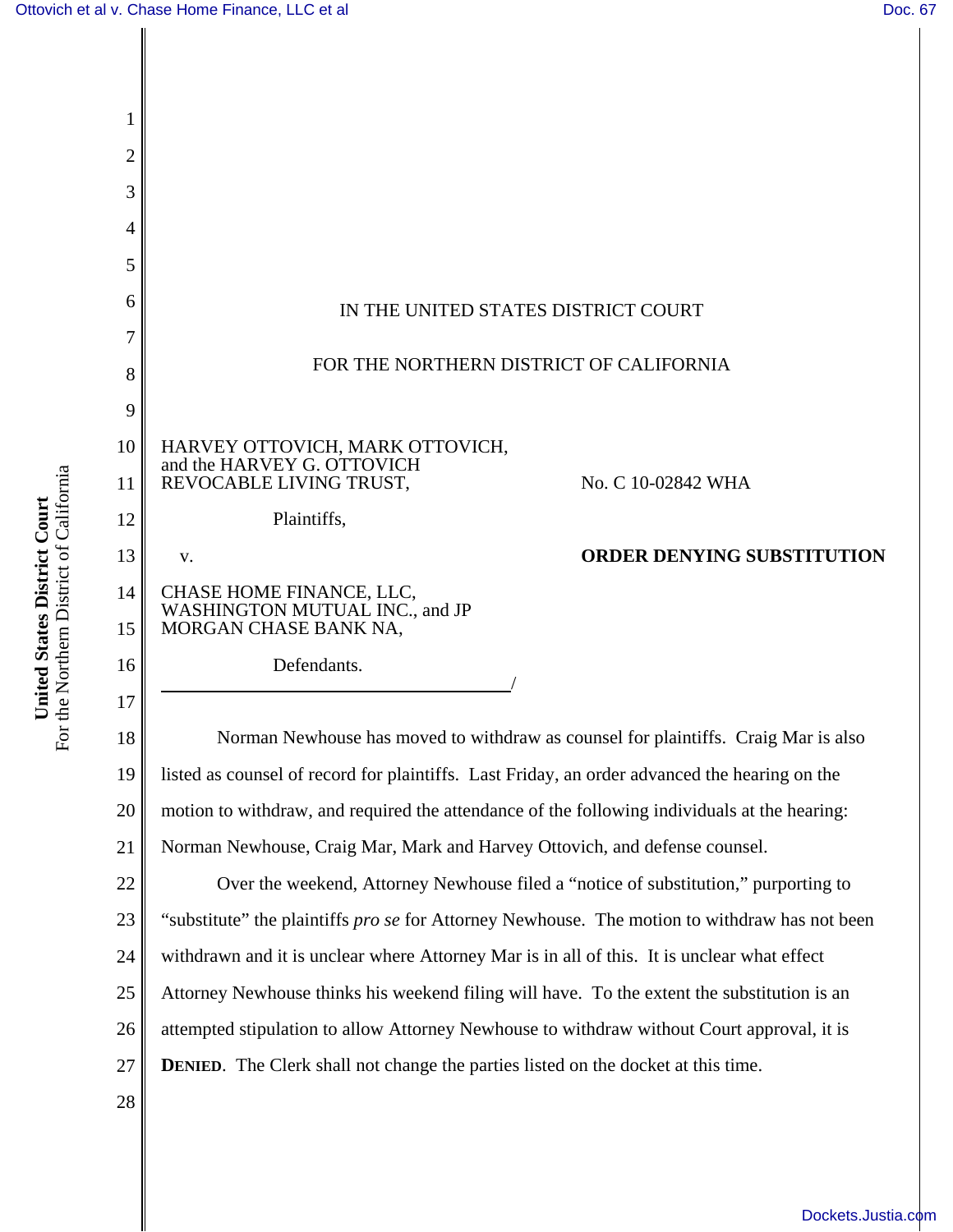IN THE UNITED STATES DISTRICT COURT

FOR THE NORTHERN DISTRICT OF CALIFORNIA

HARVEY OTTOVICH, MARK OTTOVICH, and the HARVEY G. OTTOVICH REVOCABLE LIVING TRUST,

Plaintiffs,

v.

CHASE HOME FINANCE, LLC, WASHINGTON MUTUAL INC., and JP MORGAN CHASE BANK NA,

Defendants.
/

No. C 10-02842 WHA

**ORDER DENYING SUBSTITUTION**

Norman Newhouse has moved to withdraw as counsel for plaintiffs. Craig Mar is also listed as counsel of record for plaintiffs. Last Friday, an order advanced the hearing on the motion to withdraw, and required the attendance of the following individuals at the hearing: Norman Newhouse, Craig Mar, Mark and Harvey Ottovich, and defense counsel.

Over the weekend, Attorney Newhouse filed a "notice of substitution," purporting to "substitute" the plaintiffs *pro se* for Attorney Newhouse. The motion to withdraw has not been withdrawn and it is unclear where Attorney Mar is in all of this. It is unclear what effect Attorney Newhouse thinks his weekend filing will have. To the extent the substitution is an attempted stipulation to allow Attorney Newhouse to withdraw without Court approval, it is **DENIED**. The Clerk shall not change the parties listed on the docket at this time.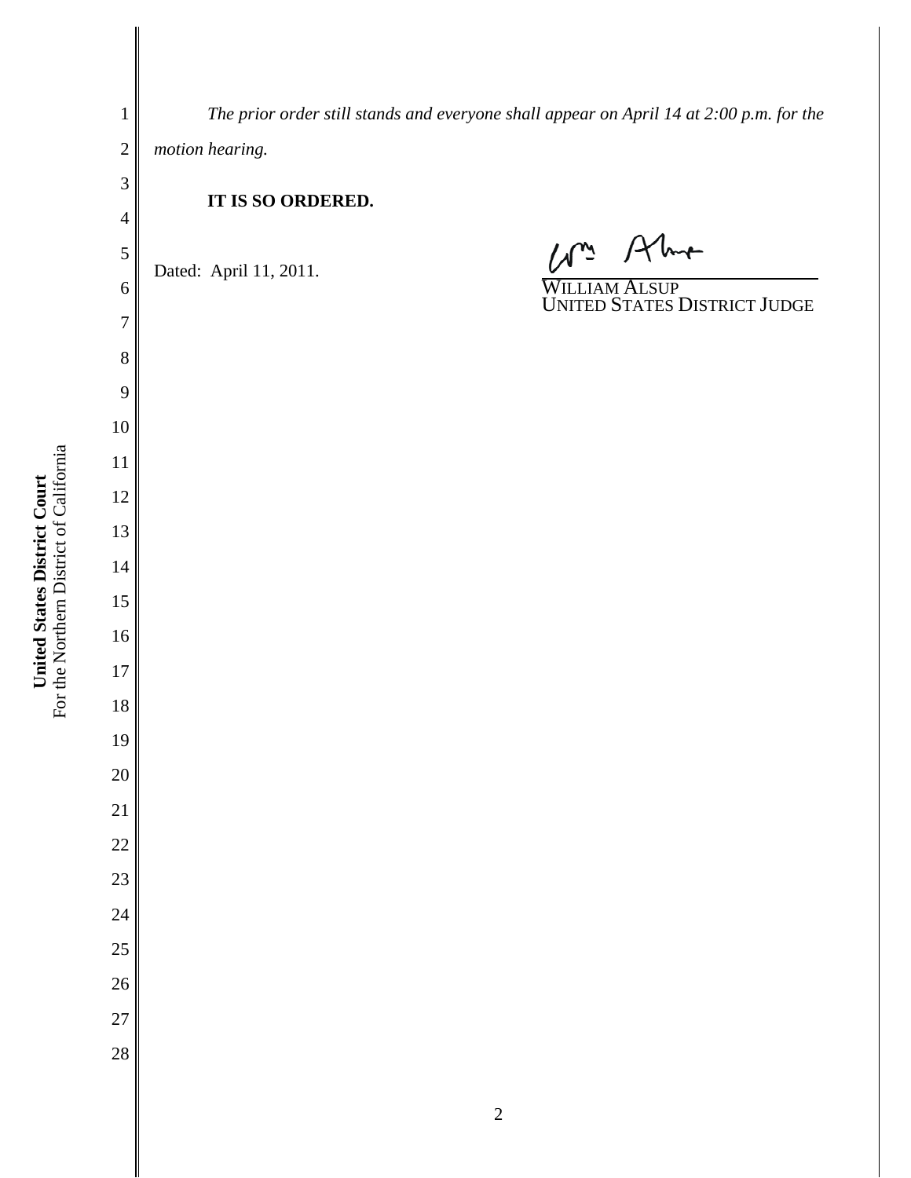*The prior order still stands and everyone shall appear on April 14 at 2:00 p.m. for the motion hearing.*

**IT IS SO ORDERED.**

Dated: April 11, 2011.

WILLIAM ALSUP
UNITED STATES DISTRICT JUDGE